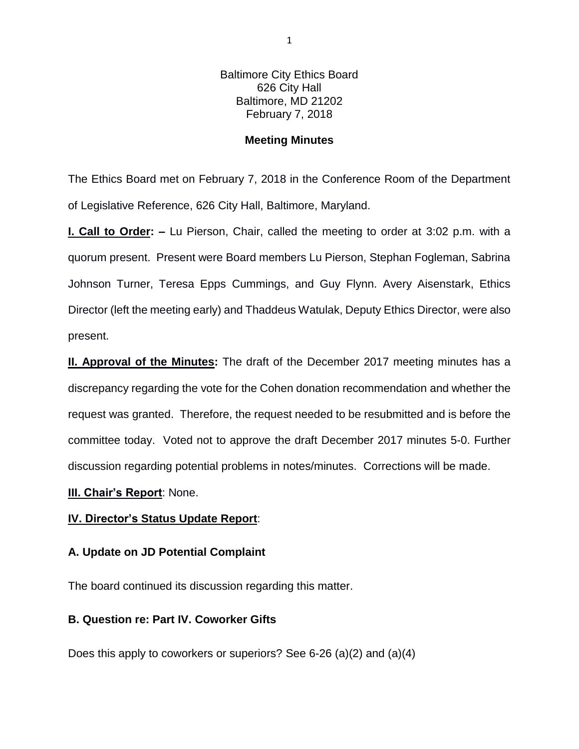Baltimore City Ethics Board
626 City Hall
Baltimore, MD 21202
February 7, 2018

**Meeting Minutes**

The Ethics Board met on February 7, 2018 in the Conference Room of the Department of Legislative Reference, 626 City Hall, Baltimore, Maryland.

**I. Call to Order: –** Lu Pierson, Chair, called the meeting to order at 3:02 p.m. with a quorum present. Present were Board members Lu Pierson, Stephan Fogleman, Sabrina Johnson Turner, Teresa Epps Cummings, and Guy Flynn. Avery Aisenstark, Ethics Director (left the meeting early) and Thaddeus Watulak, Deputy Ethics Director, were also present.

**II. Approval of the Minutes:** The draft of the December 2017 meeting minutes has a discrepancy regarding the vote for the Cohen donation recommendation and whether the request was granted. Therefore, the request needed to be resubmitted and is before the committee today. Voted not to approve the draft December 2017 minutes 5-0. Further discussion regarding potential problems in notes/minutes. Corrections will be made.

**III. Chair's Report**: None.

**IV. Director's Status Update Report**:

### A. Update on JD Potential Complaint

The board continued its discussion regarding this matter.

### B. Question re: Part IV. Coworker Gifts

Does this apply to coworkers or superiors? See 6-26 (a)(2) and (a)(4)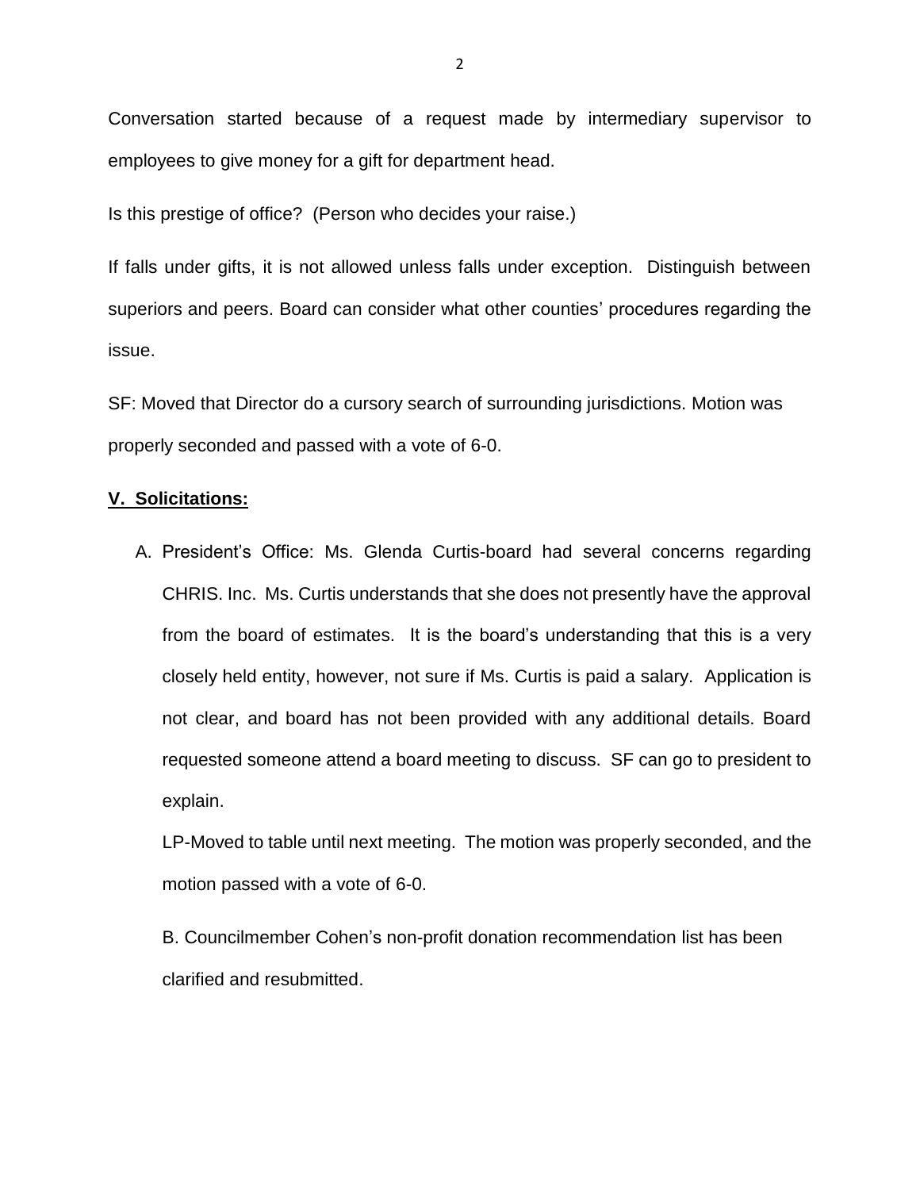Conversation started because of a request made by intermediary supervisor to employees to give money for a gift for department head.

Is this prestige of office? (Person who decides your raise.)

If falls under gifts, it is not allowed unless falls under exception. Distinguish between superiors and peers. Board can consider what other counties' procedures regarding the issue.

SF: Moved that Director do a cursory search of surrounding jurisdictions. Motion was properly seconded and passed with a vote of 6-0.

**V. Solicitations:**

A. President's Office: Ms. Glenda Curtis-board had several concerns regarding CHRIS. Inc. Ms. Curtis understands that she does not presently have the approval from the board of estimates. It is the board's understanding that this is a very closely held entity, however, not sure if Ms. Curtis is paid a salary. Application is not clear, and board has not been provided with any additional details. Board requested someone attend a board meeting to discuss. SF can go to president to explain.

   LP-Moved to table until next meeting. The motion was properly seconded, and the motion passed with a vote of 6-0.

   B. Councilmember Cohen's non-profit donation recommendation list has been clarified and resubmitted.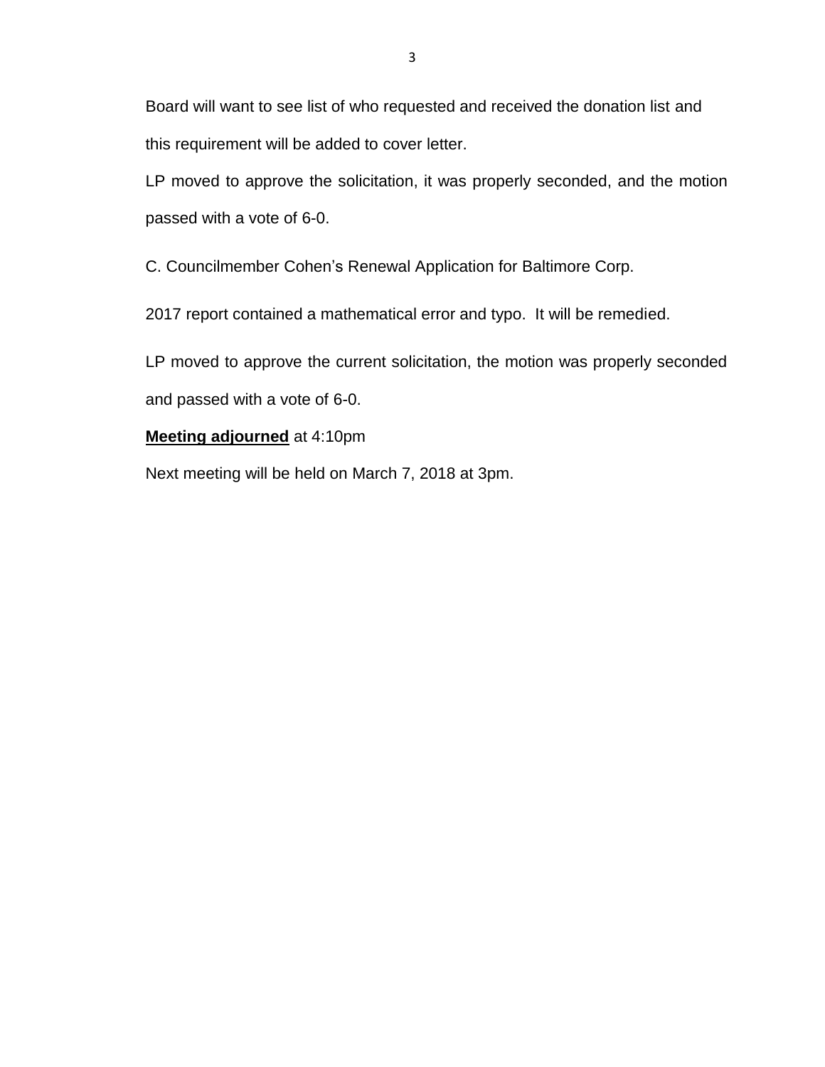Board will want to see list of who requested and received the donation list and this requirement will be added to cover letter.

LP moved to approve the solicitation, it was properly seconded, and the motion passed with a vote of 6-0.

C. Councilmember Cohen's Renewal Application for Baltimore Corp.

2017 report contained a mathematical error and typo. It will be remedied.

LP moved to approve the current solicitation, the motion was properly seconded and passed with a vote of 6-0.

**Meeting adjourned** at 4:10pm

Next meeting will be held on March 7, 2018 at 3pm.